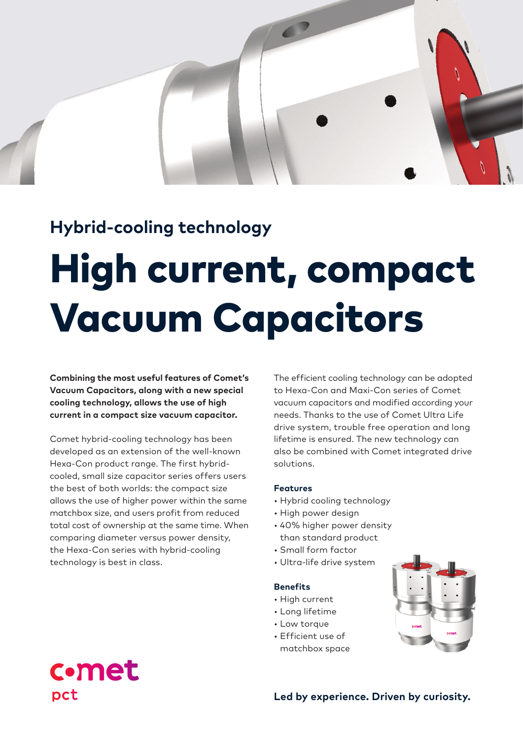## Hybrid-cooling technology

# High current, compact Vacuum Capacitors

**Combining the most useful features of Comet's Vacuum Capacitors, along with a new special cooling technology, allows the use of high current in a compact size vacuum capacitor.**

Comet hybrid-cooling technology has been developed as an extension of the well-known Hexa-Con product range. The first hybrid-cooled, small size capacitor series offers users the best of both worlds: the compact size allows the use of higher power within the same matchbox size, and users profit from reduced total cost of ownership at the same time. When comparing diameter versus power density, the Hexa-Con series with hybrid-cooling technology is best in class.

The efficient cooling technology can be adopted to Hexa-Con and Maxi-Con series of Comet vacuum capacitors and modified according your needs. Thanks to the use of Comet Ultra Life drive system, trouble free operation and long lifetime is ensured. The new technology can also be combined with Comet integrated drive solutions.

### Features

- Hybrid cooling technology
- High power design
- 40% higher power density than standard product
- Small form factor
- Ultra-life drive system

### Benefits

- High current
- Long lifetime
- Low torque
- Efficient use of matchbox space

comet pct

**Led by experience. Driven by curiosity.**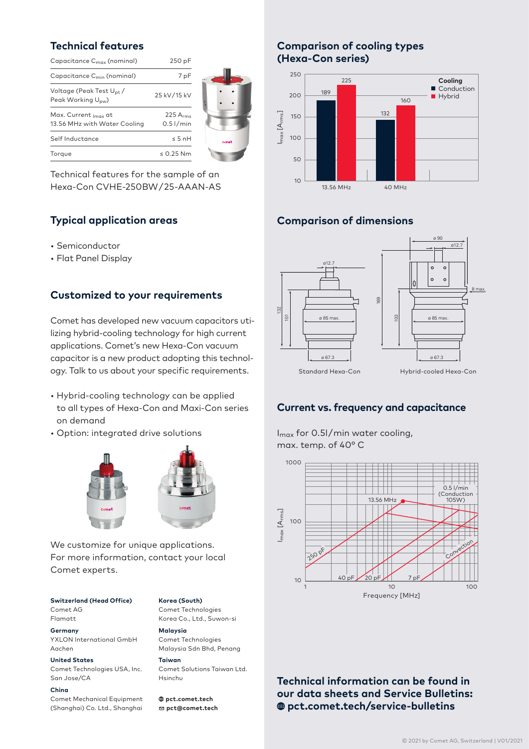## Technical features

| | |
|---|---|
| Capacitance $C_{max}$ (nominal) | 250 pF |
| Capacitance $C_{min}$ (nominal) | 7 pF |
| Voltage (Peak Test $U_{pt}$ / Peak Working $U_{pw}$) | 25 kV/15 kV |
| Max. Current $I_{max}$ at 13.56 MHz with Water Cooling | 225 $A_{rms}$ 0.5 l/min |
| Self Inductance | ≤ 5 nH |
| Torque | ≤ 0.25 Nm |

Technical features for the sample of an Hexa-Con CVHE-250BW/25-AAAN-AS

## Typical application areas

- Semiconductor
- Flat Panel Display

## Customized to your requirements

Comet has developed new vacuum capacitors utilizing hybrid-cooling technology for high current applications. Comet's new Hexa-Con vacuum capacitor is a new product adopting this technology. Talk to us about your specific requirements.

- Hybrid-cooling technology can be applied to all types of Hexa-Con and Maxi-Con series on demand
- Option: integrated drive solutions

We customize for unique applications. For more information, contact your local Comet experts.

**Switzerland (Head Office)**
Comet AG
Flamatt

**Germany**
YXLON International GmbH
Aachen

**United States**
Comet Technologies USA, Inc.
San Jose/CA

**China**
Comet Mechanical Equipment
(Shanghai) Co. Ltd., Shanghai

**Korea (South)**
Comet Technologies
Korea Co., Ltd., Suwon-si

**Malaysia**
Comet Technologies
Malaysia Sdn Bhd, Penang

**Taiwan**
Comet Solutions Taiwan Ltd.
Hsinchu

**pct.comet.tech**
**pct@comet.tech**

## Comparison of cooling types (Hexa-Con series)

Cooling
Conduction
Hybrid

$I_{max}$ [$A_{rms}$]
250
200
150
100
50
10

189
225
132
160

13.56 MHz
40 MHz

## Comparison of dimensions

ø12.7
132
101
ø 85 max.
ø 67.3

Standard Hexa-Con

ø 90
ø12.7
8 max.
169
103
ø 85 max.
ø 67.3

Hybrid-cooled Hexa-Con

## Current vs. frequency and capacitance

$I_{max}$ for 0.5l/min water cooling, max. temp. of 40° C

$I_{max}$ [$A_{rms}$]
1000
100
10

13.56 MHz
0.5 l/min (Conduction 105W)
250 pF
Convection
40 pF
20 pF
7 pF

1
10
100
Frequency [MHz]

**Technical information can be found in our data sheets and Service Bulletins:**
**pct.comet.tech/service-bulletins**

© 2021 by Comet AG, Switzerland | V01/2021